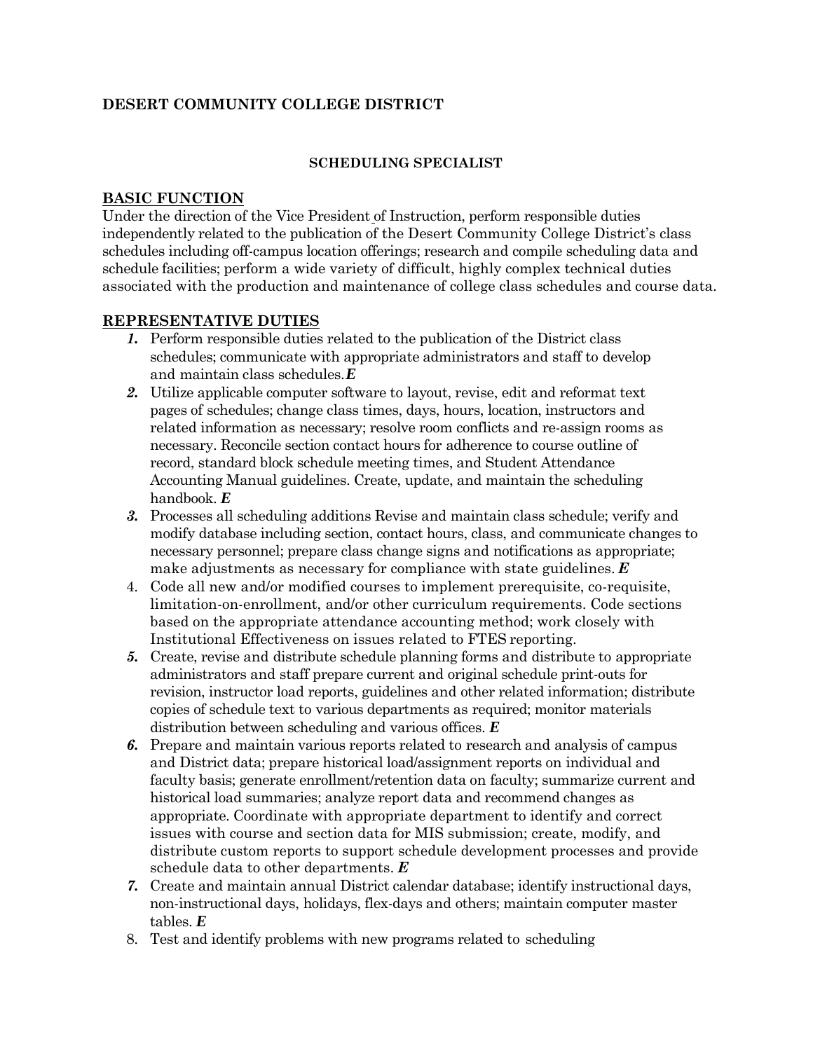**DESERT COMMUNITY COLLEGE DISTRICT**

**SCHEDULING SPECIALIST**

## BASIC FUNCTION

Under the direction of the Vice President of Instruction, perform responsible duties independently related to the publication of the Desert Community College District's class schedules including off-campus location offerings; research and compile scheduling data and schedule facilities; perform a wide variety of difficult, highly complex technical duties associated with the production and maintenance of college class schedules and course data.

## REPRESENTATIVE DUTIES

1. Perform responsible duties related to the publication of the District class schedules; communicate with appropriate administrators and staff to develop and maintain class schedules. ***E***
2. Utilize applicable computer software to layout, revise, edit and reformat text pages of schedules; change class times, days, hours, location, instructors and related information as necessary; resolve room conflicts and re-assign rooms as necessary. Reconcile section contact hours for adherence to course outline of record, standard block schedule meeting times, and Student Attendance Accounting Manual guidelines. Create, update, and maintain the scheduling handbook. ***E***
3. Processes all scheduling additions Revise and maintain class schedule; verify and modify database including section, contact hours, class, and communicate changes to necessary personnel; prepare class change signs and notifications as appropriate; make adjustments as necessary for compliance with state guidelines. ***E***
4. Code all new and/or modified courses to implement prerequisite, co-requisite, limitation-on-enrollment, and/or other curriculum requirements. Code sections based on the appropriate attendance accounting method; work closely with Institutional Effectiveness on issues related to FTES reporting.
5. Create, revise and distribute schedule planning forms and distribute to appropriate administrators and staff prepare current and original schedule print-outs for revision, instructor load reports, guidelines and other related information; distribute copies of schedule text to various departments as required; monitor materials distribution between scheduling and various offices. ***E***
6. Prepare and maintain various reports related to research and analysis of campus and District data; prepare historical load/assignment reports on individual and faculty basis; generate enrollment/retention data on faculty; summarize current and historical load summaries; analyze report data and recommend changes as appropriate. Coordinate with appropriate department to identify and correct issues with course and section data for MIS submission; create, modify, and distribute custom reports to support schedule development processes and provide schedule data to other departments. ***E***
7. Create and maintain annual District calendar database; identify instructional days, non-instructional days, holidays, flex-days and others; maintain computer master tables. ***E***
8. Test and identify problems with new programs related to scheduling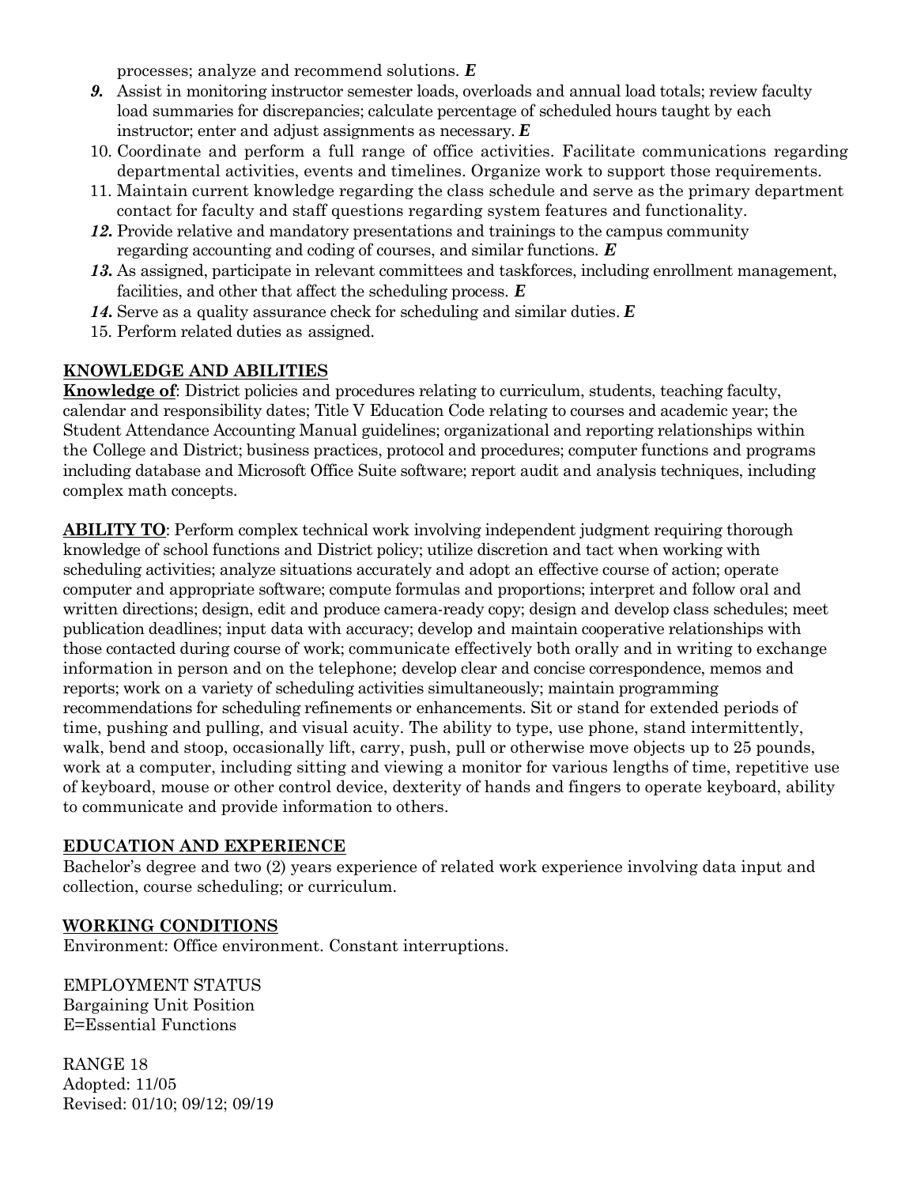processes; analyze and recommend solutions. ***E***

9. Assist in monitoring instructor semester loads, overloads and annual load totals; review faculty load summaries for discrepancies; calculate percentage of scheduled hours taught by each instructor; enter and adjust assignments as necessary. ***E***
10. Coordinate and perform a full range of office activities. Facilitate communications regarding departmental activities, events and timelines. Organize work to support those requirements.
11. Maintain current knowledge regarding the class schedule and serve as the primary department contact for faculty and staff questions regarding system features and functionality.
12. Provide relative and mandatory presentations and trainings to the campus community regarding accounting and coding of courses, and similar functions. ***E***
13. As assigned, participate in relevant committees and taskforces, including enrollment management, facilities, and other that affect the scheduling process. ***E***
14. Serve as a quality assurance check for scheduling and similar duties. ***E***
15. Perform related duties as assigned.

## KNOWLEDGE AND ABILITIES

**Knowledge of**: District policies and procedures relating to curriculum, students, teaching faculty, calendar and responsibility dates; Title V Education Code relating to courses and academic year; the Student Attendance Accounting Manual guidelines; organizational and reporting relationships within the College and District; business practices, protocol and procedures; computer functions and programs including database and Microsoft Office Suite software; report audit and analysis techniques, including complex math concepts.

**ABILITY TO**: Perform complex technical work involving independent judgment requiring thorough knowledge of school functions and District policy; utilize discretion and tact when working with scheduling activities; analyze situations accurately and adopt an effective course of action; operate computer and appropriate software; compute formulas and proportions; interpret and follow oral and written directions; design, edit and produce camera-ready copy; design and develop class schedules; meet publication deadlines; input data with accuracy; develop and maintain cooperative relationships with those contacted during course of work; communicate effectively both orally and in writing to exchange information in person and on the telephone; develop clear and concise correspondence, memos and reports; work on a variety of scheduling activities simultaneously; maintain programming recommendations for scheduling refinements or enhancements. Sit or stand for extended periods of time, pushing and pulling, and visual acuity. The ability to type, use phone, stand intermittently, walk, bend and stoop, occasionally lift, carry, push, pull or otherwise move objects up to 25 pounds, work at a computer, including sitting and viewing a monitor for various lengths of time, repetitive use of keyboard, mouse or other control device, dexterity of hands and fingers to operate keyboard, ability to communicate and provide information to others.

## EDUCATION AND EXPERIENCE

Bachelor's degree and two (2) years experience of related work experience involving data input and collection, course scheduling; or curriculum.

## WORKING CONDITIONS

Environment: Office environment. Constant interruptions.

EMPLOYMENT STATUS
Bargaining Unit Position
E=Essential Functions

RANGE 18
Adopted: 11/05
Revised: 01/10; 09/12; 09/19